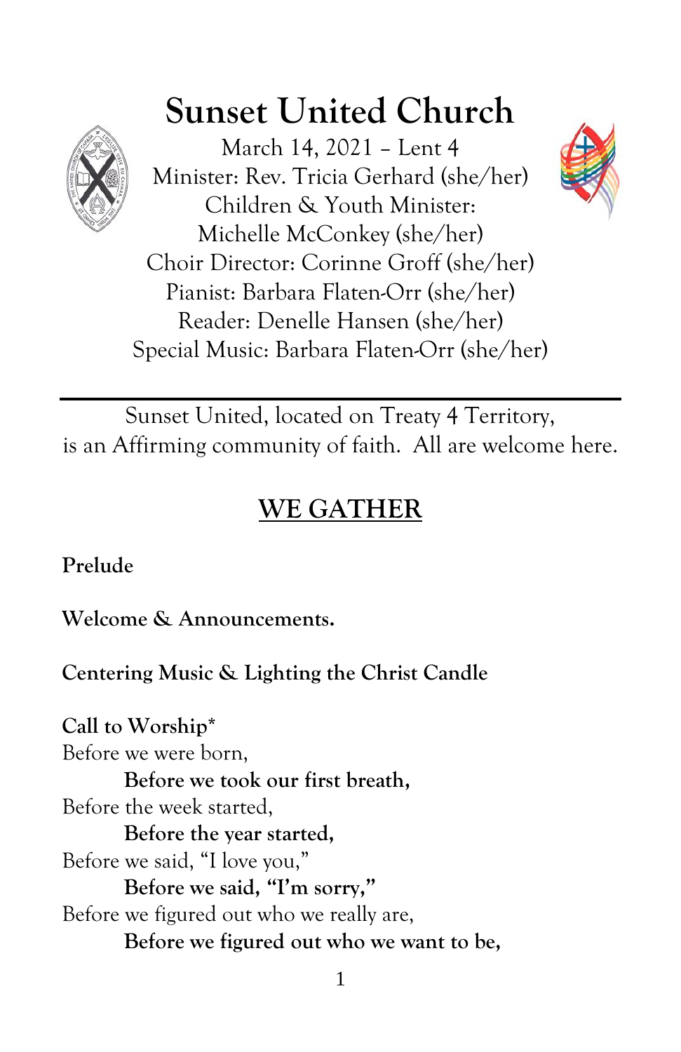# Sunset United Church

March 14, 2021 – Lent 4
Minister: Rev. Tricia Gerhard (she/her)
Children & Youth Minister:
Michelle McConkey (she/her)
Choir Director: Corinne Groff (she/her)
Pianist: Barbara Flaten-Orr (she/her)
Reader: Denelle Hansen (she/her)
Special Music: Barbara Flaten-Orr (she/her)

---

Sunset United, located on Treaty 4 Territory,
is an Affirming community of faith. All are welcome here.

## WE GATHER

**Prelude**

**Welcome & Announcements.**

**Centering Music & Lighting the Christ Candle**

**Call to Worship***
Before we were born,
**Before we took our first breath,**
Before the week started,
**Before the year started,**
Before we said, "I love you,"
**Before we said, "I'm sorry,"**
Before we figured out who we really are,
**Before we figured out who we want to be,**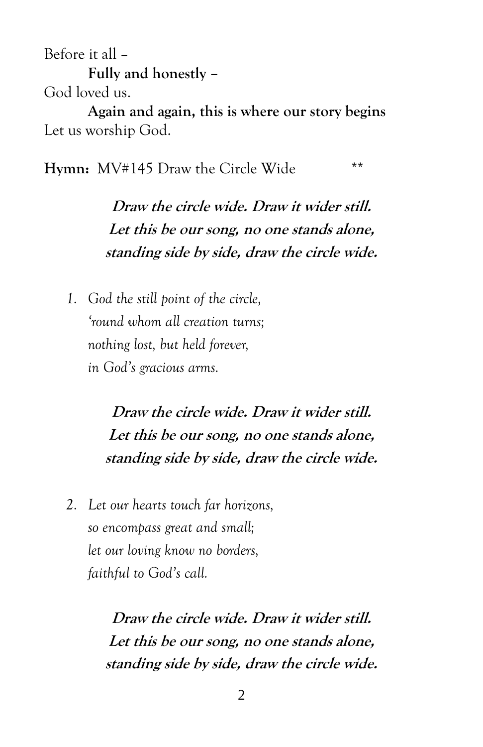Before it all –

**Fully and honestly –**

God loved us.

**Again and again, this is where our story begins**

Let us worship God.

**Hymn:** MV#145 Draw the Circle Wide **

***Draw the circle wide. Draw it wider still.***
***Let this be our song, no one stands alone,***
***standing side by side, draw the circle wide.***

1. *God the still point of the circle,*
   *'round whom all creation turns;*
   *nothing lost, but held forever,*
   *in God's gracious arms.*

***Draw the circle wide. Draw it wider still.***
***Let this be our song, no one stands alone,***
***standing side by side, draw the circle wide.***

2. *Let our hearts touch far horizons,*
   *so encompass great and small;*
   *let our loving know no borders,*
   *faithful to God's call.*

***Draw the circle wide. Draw it wider still.***
***Let this be our song, no one stands alone,***
***standing side by side, draw the circle wide.***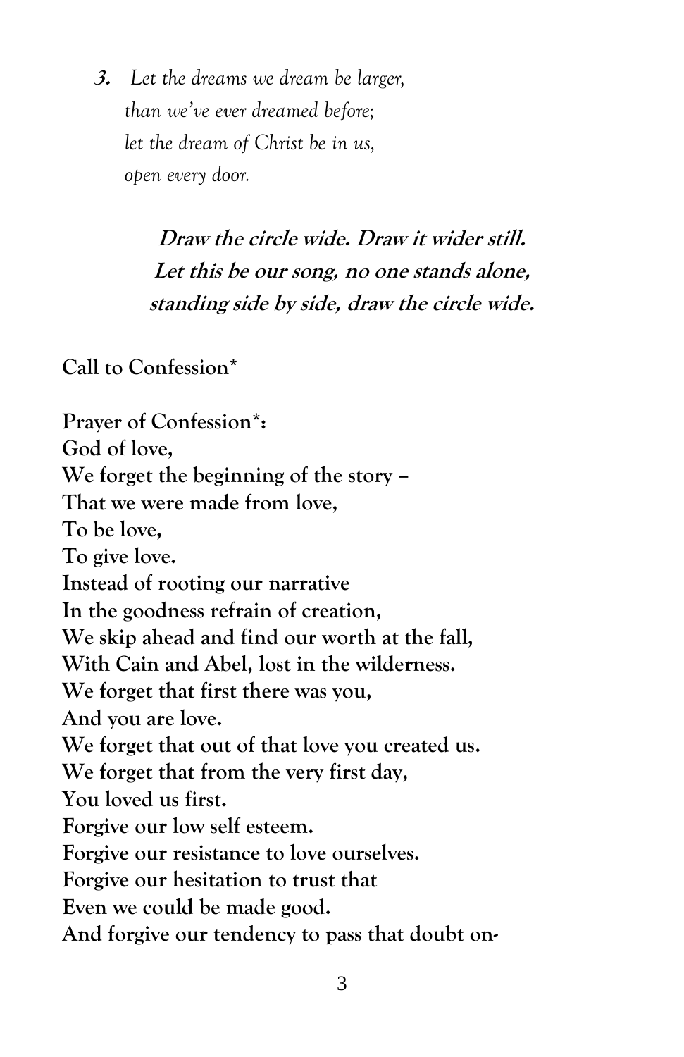***3.*** *Let the dreams we dream be larger,*
*than we've ever dreamed before;*
*let the dream of Christ be in us,*
*open every door.*

***Draw the circle wide. Draw it wider still.***
***Let this be our song, no one stands alone,***
***standing side by side, draw the circle wide.***

**Call to Confession***

**Prayer of Confession*:**
**God of love,**
**We forget the beginning of the story –**
**That we were made from love,**
**To be love,**
**To give love.**
**Instead of rooting our narrative**
**In the goodness refrain of creation,**
**We skip ahead and find our worth at the fall,**
**With Cain and Abel, lost in the wilderness.**
**We forget that first there was you,**
**And you are love.**
**We forget that out of that love you created us.**
**We forget that from the very first day,**
**You loved us first.**
**Forgive our low self esteem.**
**Forgive our resistance to love ourselves.**
**Forgive our hesitation to trust that**
**Even we could be made good.**
**And forgive our tendency to pass that doubt on-**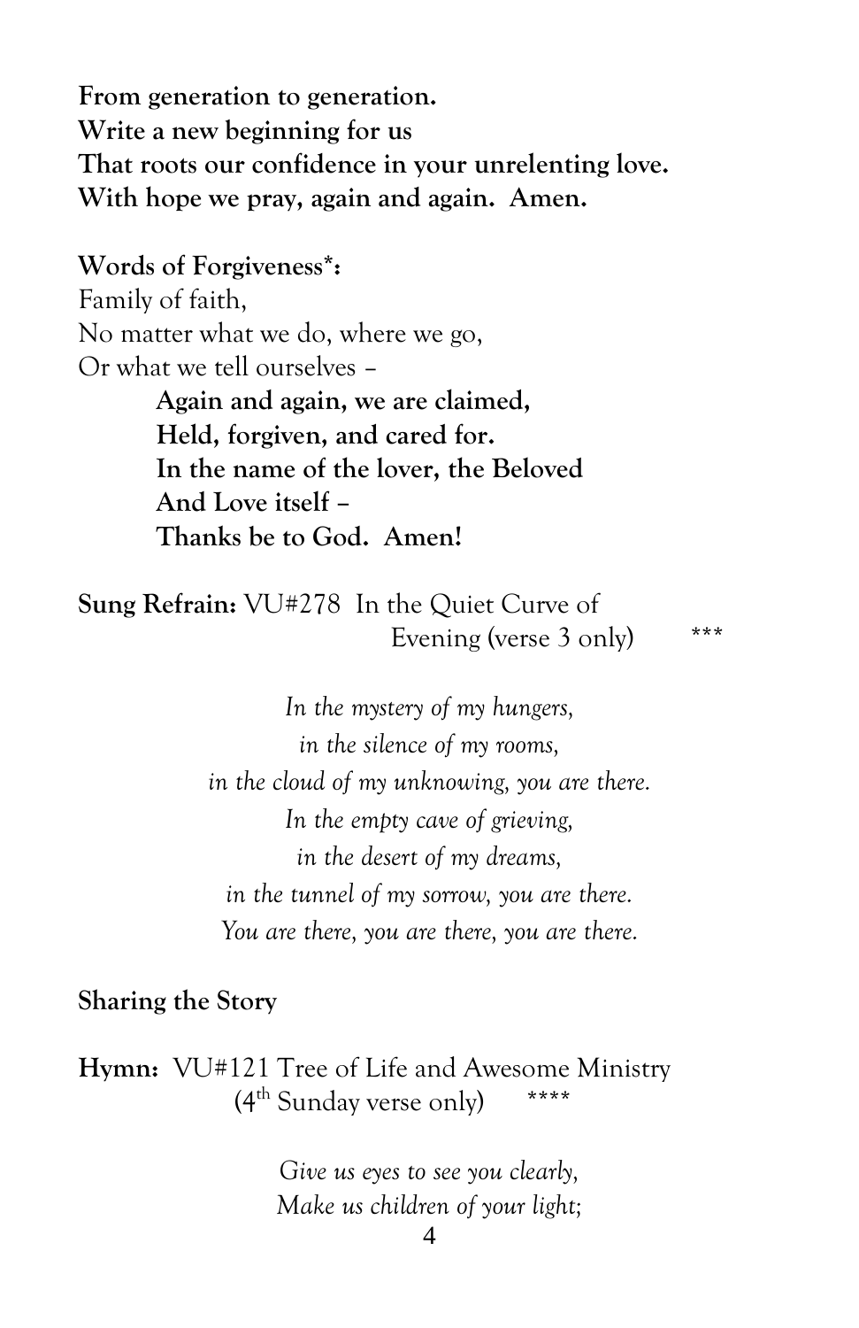**From generation to generation.**
**Write a new beginning for us**
**That roots our confidence in your unrelenting love.**
**With hope we pray, again and again. Amen.**

**Words of Forgiveness*:**
Family of faith,
No matter what we do, where we go,
Or what we tell ourselves –

> **Again and again, we are claimed,**
> **Held, forgiven, and cared for.**
> **In the name of the lover, the Beloved**
> **And Love itself –**
> **Thanks be to God. Amen!**

**Sung Refrain:** VU#278 In the Quiet Curve of Evening (verse 3 only) ***

*In the mystery of my hungers,*
*in the silence of my rooms,*
*in the cloud of my unknowing, you are there.*
*In the empty cave of grieving,*
*in the desert of my dreams,*
*in the tunnel of my sorrow, you are there.*
*You are there, you are there, you are there.*

**Sharing the Story**

**Hymn:** VU#121 Tree of Life and Awesome Ministry (4th Sunday verse only) ****

*Give us eyes to see you clearly,*
*Make us children of your light;*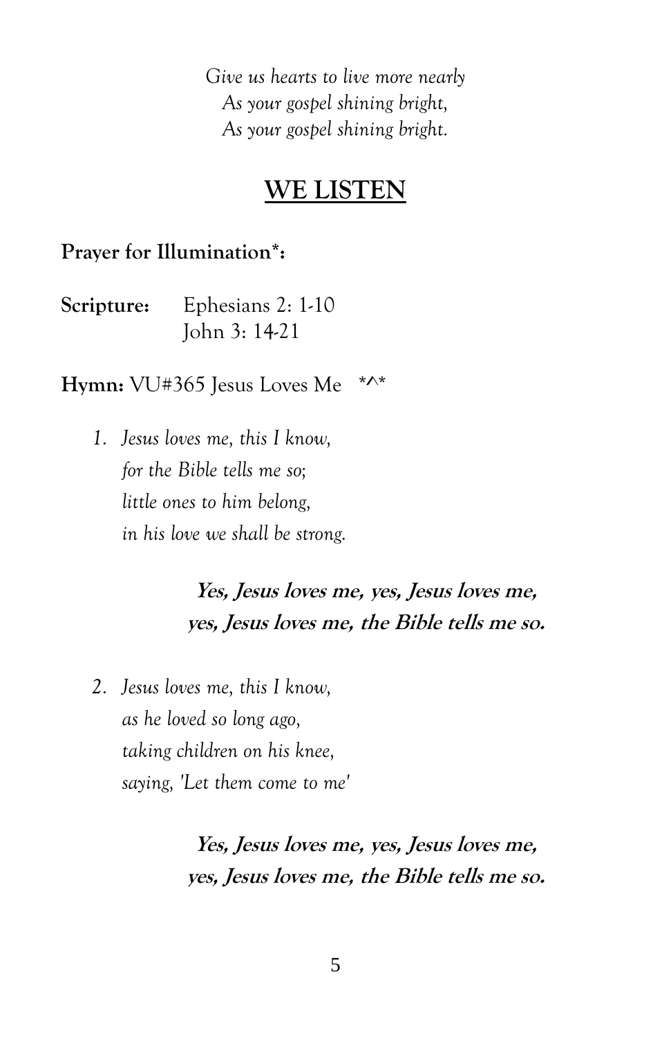*Give us hearts to live more nearly*
*As your gospel shining bright,*
*As your gospel shining bright.*

## WE LISTEN

**Prayer for Illumination*:**

**Scripture:** Ephesians 2: 1-10
John 3: 14-21

**Hymn:** VU#365 Jesus Loves Me *^*

1. *Jesus loves me, this I know,*
   *for the Bible tells me so;*
   *little ones to him belong,*
   *in his love we shall be strong.*

   ***Yes, Jesus loves me, yes, Jesus loves me,***
   ***yes, Jesus loves me, the Bible tells me so.***

2. *Jesus loves me, this I know,*
   *as he loved so long ago,*
   *taking children on his knee,*
   *saying, 'Let them come to me'*

   ***Yes, Jesus loves me, yes, Jesus loves me,***
   ***yes, Jesus loves me, the Bible tells me so.***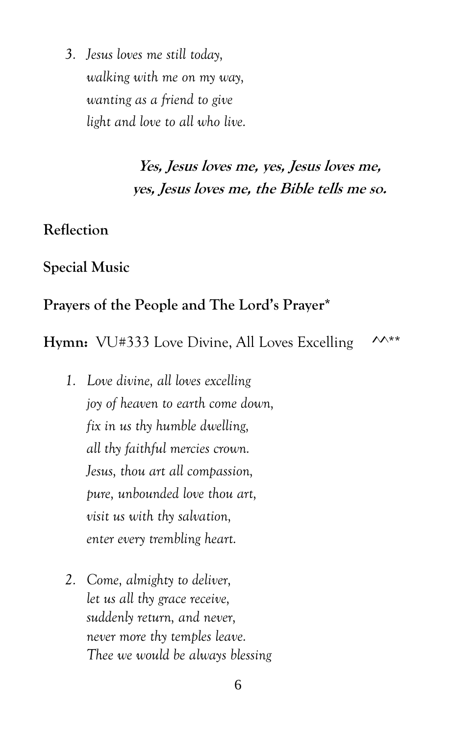3. *Jesus loves me still today,*
   *walking with me on my way,*
   *wanting as a friend to give*
   *light and love to all who live.*

**Yes, Jesus loves me, yes, Jesus loves me,**
**yes, Jesus loves me, the Bible tells me so.**

**Reflection**

**Special Music**

**Prayers of the People and The Lord's Prayer***

**Hymn:** VU#333 Love Divine, All Loves Excelling ^^**

1. *Love divine, all loves excelling*
   *joy of heaven to earth come down,*
   *fix in us thy humble dwelling,*
   *all thy faithful mercies crown.*
   *Jesus, thou art all compassion,*
   *pure, unbounded love thou art,*
   *visit us with thy salvation,*
   *enter every trembling heart.*

2. *Come, almighty to deliver,*
   *let us all thy grace receive,*
   *suddenly return, and never,*
   *never more thy temples leave.*
   *Thee we would be always blessing*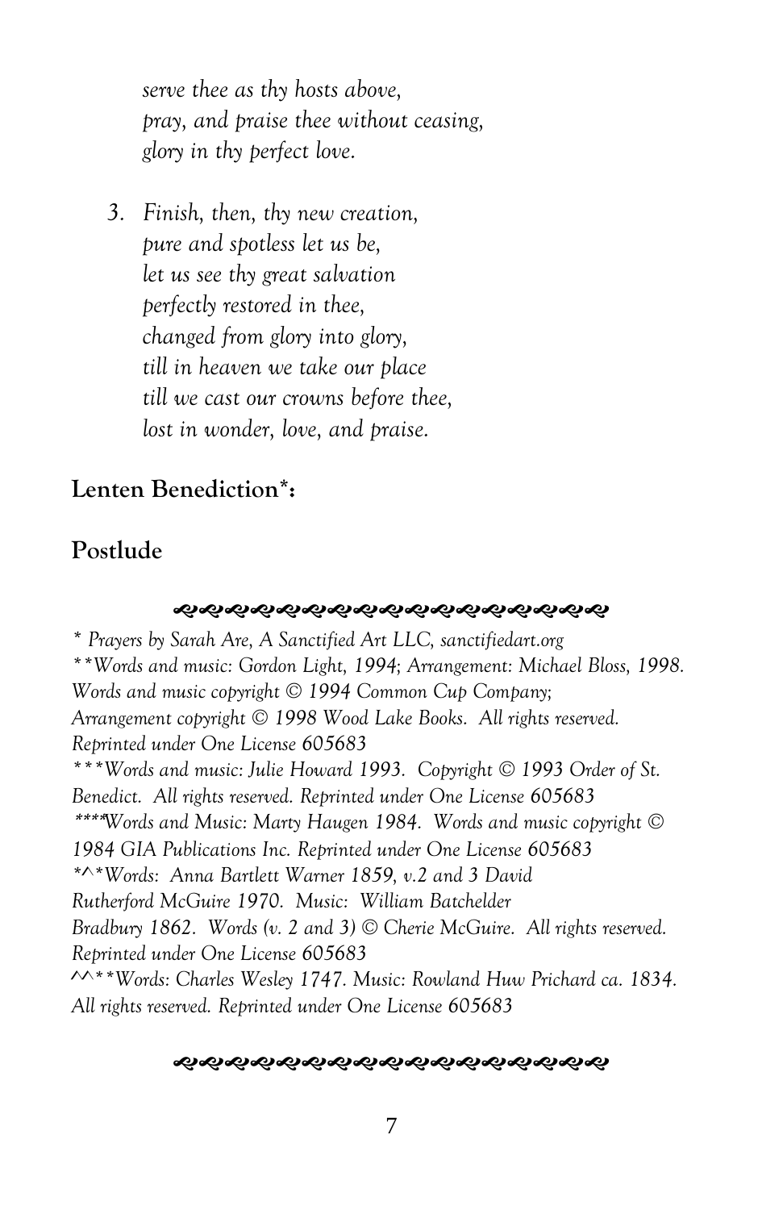*serve thee as thy hosts above,*
*pray, and praise thee without ceasing,*
*glory in thy perfect love.*

3. *Finish, then, thy new creation,*
   *pure and spotless let us be,*
   *let us see thy great salvation*
   *perfectly restored in thee,*
   *changed from glory into glory,*
   *till in heaven we take our place*
   *till we cast our crowns before thee,*
   *lost in wonder, love, and praise.*

## Lenten Benediction*:

## Postlude

*\* Prayers by Sarah Are, A Sanctified Art LLC, sanctifiedart.org*
*\*\*Words and music: Gordon Light, 1994; Arrangement: Michael Bloss, 1998. Words and music copyright © 1994 Common Cup Company; Arrangement copyright © 1998 Wood Lake Books. All rights reserved. Reprinted under One License 605683*
*\*\*\*Words and music: Julie Howard 1993. Copyright © 1993 Order of St. Benedict. All rights reserved. Reprinted under One License 605683*
*\*\*\*\*Words and Music: Marty Haugen 1984. Words and music copyright © 1984 GIA Publications Inc. Reprinted under One License 605683*
*\*^\*Words: Anna Bartlett Warner 1859, v.2 and 3 David Rutherford McGuire 1970. Music: William Batchelder Bradbury 1862. Words (v. 2 and 3) © Cherie McGuire. All rights reserved. Reprinted under One License 605683*
*^^\*\*Words: Charles Wesley 1747. Music: Rowland Huw Prichard ca. 1834. All rights reserved. Reprinted under One License 605683*